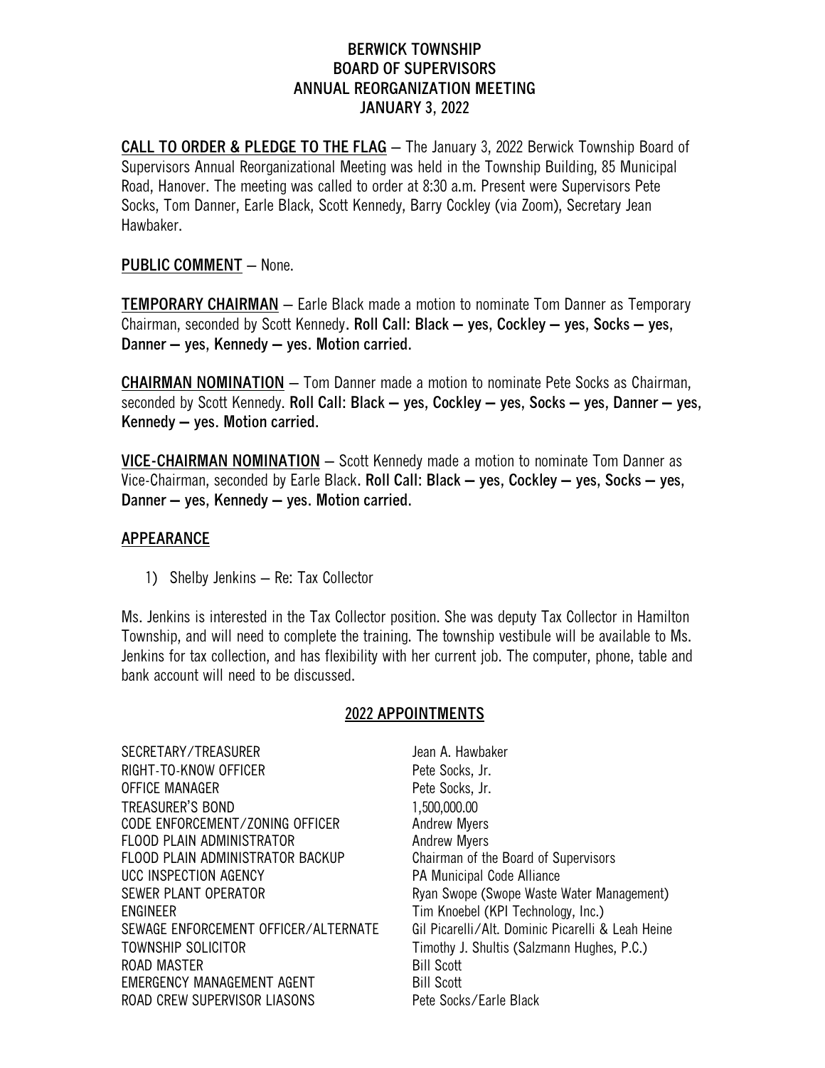# BERWICK TOWNSHIP
# BOARD OF SUPERVISORS
# ANNUAL REORGANIZATION MEETING
# JANUARY 3, 2022

**CALL TO ORDER & PLEDGE TO THE FLAG** – The January 3, 2022 Berwick Township Board of Supervisors Annual Reorganizational Meeting was held in the Township Building, 85 Municipal Road, Hanover. The meeting was called to order at 8:30 a.m. Present were Supervisors Pete Socks, Tom Danner, Earle Black, Scott Kennedy, Barry Cockley (via Zoom), Secretary Jean Hawbaker.

**PUBLIC COMMENT** – None.

**TEMPORARY CHAIRMAN** – Earle Black made a motion to nominate Tom Danner as Temporary Chairman, seconded by Scott Kennedy. **Roll Call: Black – yes, Cockley – yes, Socks – yes, Danner – yes, Kennedy – yes. Motion carried.**

**CHAIRMAN NOMINATION** – Tom Danner made a motion to nominate Pete Socks as Chairman, seconded by Scott Kennedy. **Roll Call: Black – yes, Cockley – yes, Socks – yes, Danner – yes, Kennedy – yes. Motion carried.**

**VICE-CHAIRMAN NOMINATION** – Scott Kennedy made a motion to nominate Tom Danner as Vice-Chairman, seconded by Earle Black. **Roll Call: Black – yes, Cockley – yes, Socks – yes, Danner – yes, Kennedy – yes. Motion carried.**

## APPEARANCE

1) Shelby Jenkins – Re: Tax Collector

Ms. Jenkins is interested in the Tax Collector position. She was deputy Tax Collector in Hamilton Township, and will need to complete the training. The township vestibule will be available to Ms. Jenkins for tax collection, and has flexibility with her current job. The computer, phone, table and bank account will need to be discussed.

## 2022 APPOINTMENTS

| | |
|---|---|
| SECRETARY/TREASURER | Jean A. Hawbaker |
| RIGHT-TO-KNOW OFFICER | Pete Socks, Jr. |
| OFFICE MANAGER | Pete Socks, Jr. |
| TREASURER'S BOND | 1,500,000.00 |
| CODE ENFORCEMENT/ZONING OFFICER | Andrew Myers |
| FLOOD PLAIN ADMINISTRATOR | Andrew Myers |
| FLOOD PLAIN ADMINISTRATOR BACKUP | Chairman of the Board of Supervisors |
| UCC INSPECTION AGENCY | PA Municipal Code Alliance |
| SEWER PLANT OPERATOR | Ryan Swope (Swope Waste Water Management) |
| ENGINEER | Tim Knoebel (KPI Technology, Inc.) |
| SEWAGE ENFORCEMENT OFFICER/ALTERNATE | Gil Picarelli/Alt. Dominic Picarelli & Leah Heine |
| TOWNSHIP SOLICITOR | Timothy J. Shultis (Salzmann Hughes, P.C.) |
| ROAD MASTER | Bill Scott |
| EMERGENCY MANAGEMENT AGENT | Bill Scott |
| ROAD CREW SUPERVISOR LIASONS | Pete Socks/Earle Black |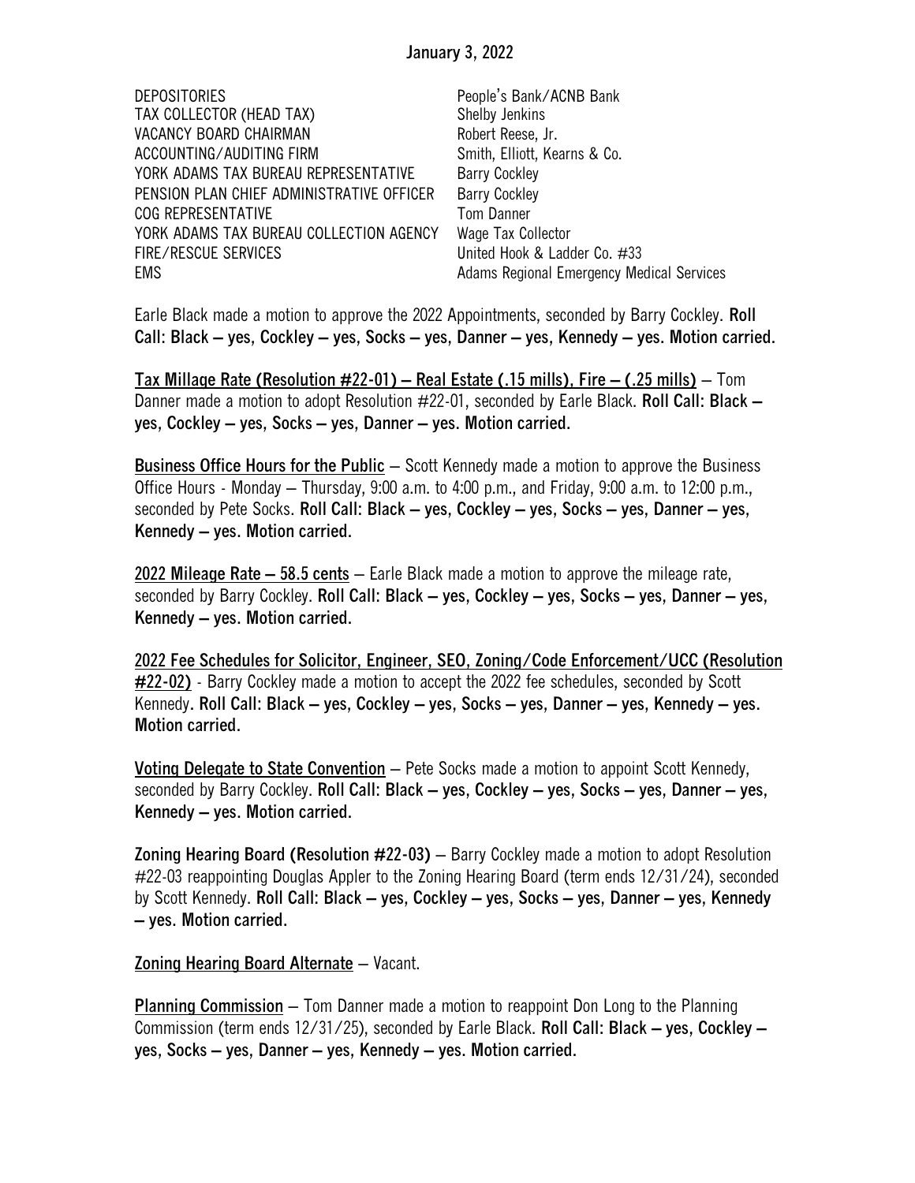January 3, 2022

| | |
|---|---|
| DEPOSITORIES | People's Bank/ACNB Bank |
| TAX COLLECTOR (HEAD TAX) | Shelby Jenkins |
| VACANCY BOARD CHAIRMAN | Robert Reese, Jr. |
| ACCOUNTING/AUDITING FIRM | Smith, Elliott, Kearns & Co. |
| YORK ADAMS TAX BUREAU REPRESENTATIVE | Barry Cockley |
| PENSION PLAN CHIEF ADMINISTRATIVE OFFICER | Barry Cockley |
| COG REPRESENTATIVE | Tom Danner |
| YORK ADAMS TAX BUREAU COLLECTION AGENCY | Wage Tax Collector |
| FIRE/RESCUE SERVICES | United Hook & Ladder Co. #33 |
| EMS | Adams Regional Emergency Medical Services |

Earle Black made a motion to approve the 2022 Appointments, seconded by Barry Cockley. **Roll Call: Black – yes, Cockley – yes, Socks – yes, Danner – yes, Kennedy – yes. Motion carried.**

**Tax Millage Rate (Resolution #22-01) – Real Estate (.15 mills), Fire – (.25 mills)** – Tom Danner made a motion to adopt Resolution #22-01, seconded by Earle Black. **Roll Call: Black – yes, Cockley – yes, Socks – yes, Danner – yes. Motion carried.**

**Business Office Hours for the Public** – Scott Kennedy made a motion to approve the Business Office Hours - Monday – Thursday, 9:00 a.m. to 4:00 p.m., and Friday, 9:00 a.m. to 12:00 p.m., seconded by Pete Socks. **Roll Call: Black – yes, Cockley – yes, Socks – yes, Danner – yes, Kennedy – yes. Motion carried.**

**2022 Mileage Rate – 58.5 cents** – Earle Black made a motion to approve the mileage rate, seconded by Barry Cockley. **Roll Call: Black – yes, Cockley – yes, Socks – yes, Danner – yes, Kennedy – yes. Motion carried.**

**2022 Fee Schedules for Solicitor, Engineer, SEO, Zoning/Code Enforcement/UCC (Resolution #22-02)** - Barry Cockley made a motion to accept the 2022 fee schedules, seconded by Scott Kennedy. **Roll Call: Black – yes, Cockley – yes, Socks – yes, Danner – yes, Kennedy – yes. Motion carried.**

**Voting Delegate to State Convention** – Pete Socks made a motion to appoint Scott Kennedy, seconded by Barry Cockley. **Roll Call: Black – yes, Cockley – yes, Socks – yes, Danner – yes, Kennedy – yes. Motion carried.**

**Zoning Hearing Board (Resolution #22-03)** – Barry Cockley made a motion to adopt Resolution #22-03 reappointing Douglas Appler to the Zoning Hearing Board (term ends 12/31/24), seconded by Scott Kennedy. **Roll Call: Black – yes, Cockley – yes, Socks – yes, Danner – yes, Kennedy – yes. Motion carried.**

**Zoning Hearing Board Alternate** – Vacant.

**Planning Commission** – Tom Danner made a motion to reappoint Don Long to the Planning Commission (term ends 12/31/25), seconded by Earle Black. **Roll Call: Black – yes, Cockley – yes, Socks – yes, Danner – yes, Kennedy – yes. Motion carried.**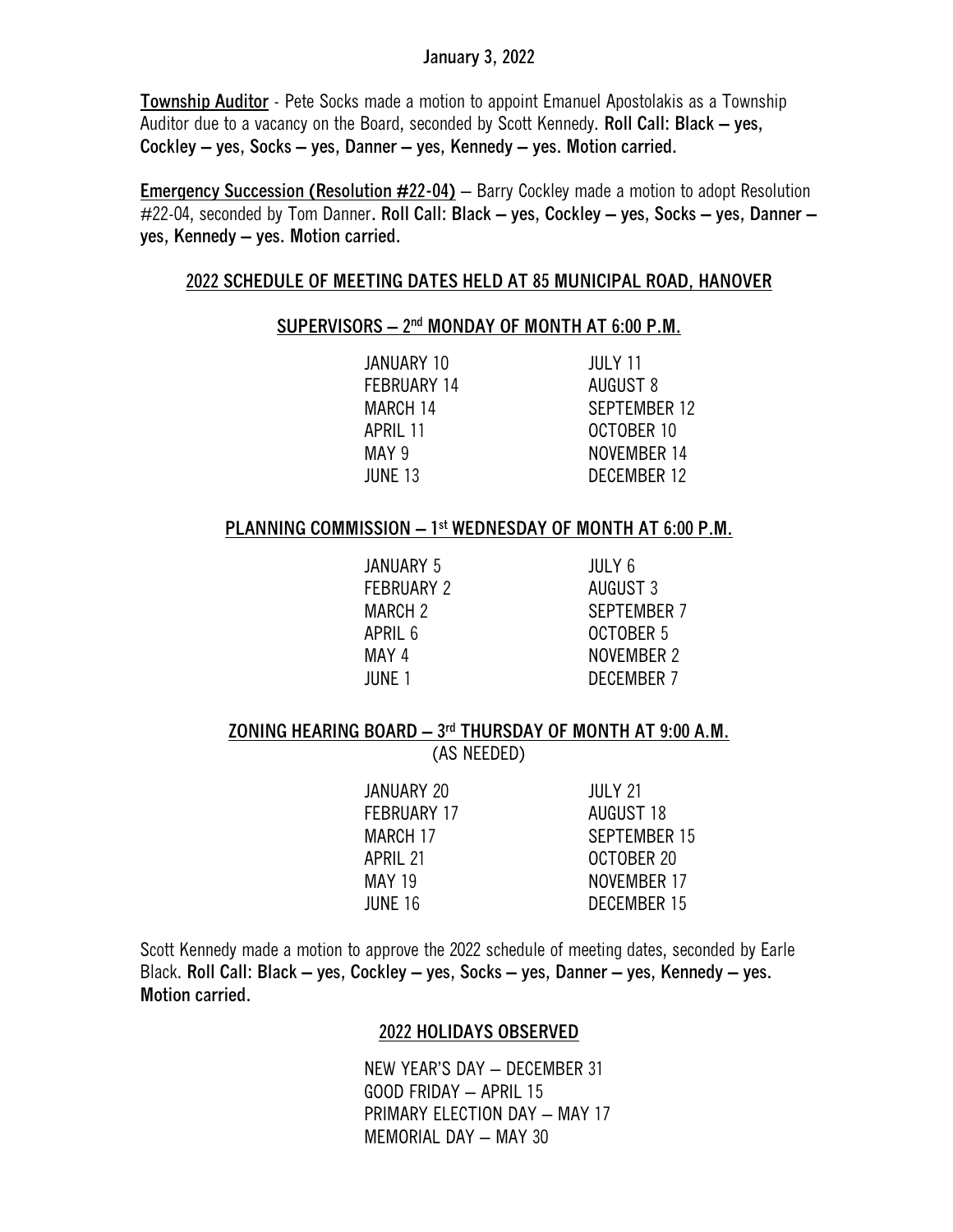January 3, 2022

**Township Auditor** - Pete Socks made a motion to appoint Emanuel Apostolakis as a Township Auditor due to a vacancy on the Board, seconded by Scott Kennedy. **Roll Call: Black – yes, Cockley – yes, Socks – yes, Danner – yes, Kennedy – yes. Motion carried.**

**Emergency Succession (Resolution #22-04)** – Barry Cockley made a motion to adopt Resolution #22-04, seconded by Tom Danner. **Roll Call: Black – yes, Cockley – yes, Socks – yes, Danner – yes, Kennedy – yes. Motion carried.**

## 2022 SCHEDULE OF MEETING DATES HELD AT 85 MUNICIPAL ROAD, HANOVER

### SUPERVISORS – 2nd MONDAY OF MONTH AT 6:00 P.M.

| | |
|---|---|
| JANUARY 10 | JULY 11 |
| FEBRUARY 14 | AUGUST 8 |
| MARCH 14 | SEPTEMBER 12 |
| APRIL 11 | OCTOBER 10 |
| MAY 9 | NOVEMBER 14 |
| JUNE 13 | DECEMBER 12 |

### PLANNING COMMISSION – 1st WEDNESDAY OF MONTH AT 6:00 P.M.

| | |
|---|---|
| JANUARY 5 | JULY 6 |
| FEBRUARY 2 | AUGUST 3 |
| MARCH 2 | SEPTEMBER 7 |
| APRIL 6 | OCTOBER 5 |
| MAY 4 | NOVEMBER 2 |
| JUNE 1 | DECEMBER 7 |

### ZONING HEARING BOARD – 3rd THURSDAY OF MONTH AT 9:00 A.M.

(AS NEEDED)

| | |
|---|---|
| JANUARY 20 | JULY 21 |
| FEBRUARY 17 | AUGUST 18 |
| MARCH 17 | SEPTEMBER 15 |
| APRIL 21 | OCTOBER 20 |
| MAY 19 | NOVEMBER 17 |
| JUNE 16 | DECEMBER 15 |

Scott Kennedy made a motion to approve the 2022 schedule of meeting dates, seconded by Earle Black. **Roll Call: Black – yes, Cockley – yes, Socks – yes, Danner – yes, Kennedy – yes. Motion carried.**

## 2022 HOLIDAYS OBSERVED

NEW YEAR'S DAY – DECEMBER 31
GOOD FRIDAY – APRIL 15
PRIMARY ELECTION DAY – MAY 17
MEMORIAL DAY – MAY 30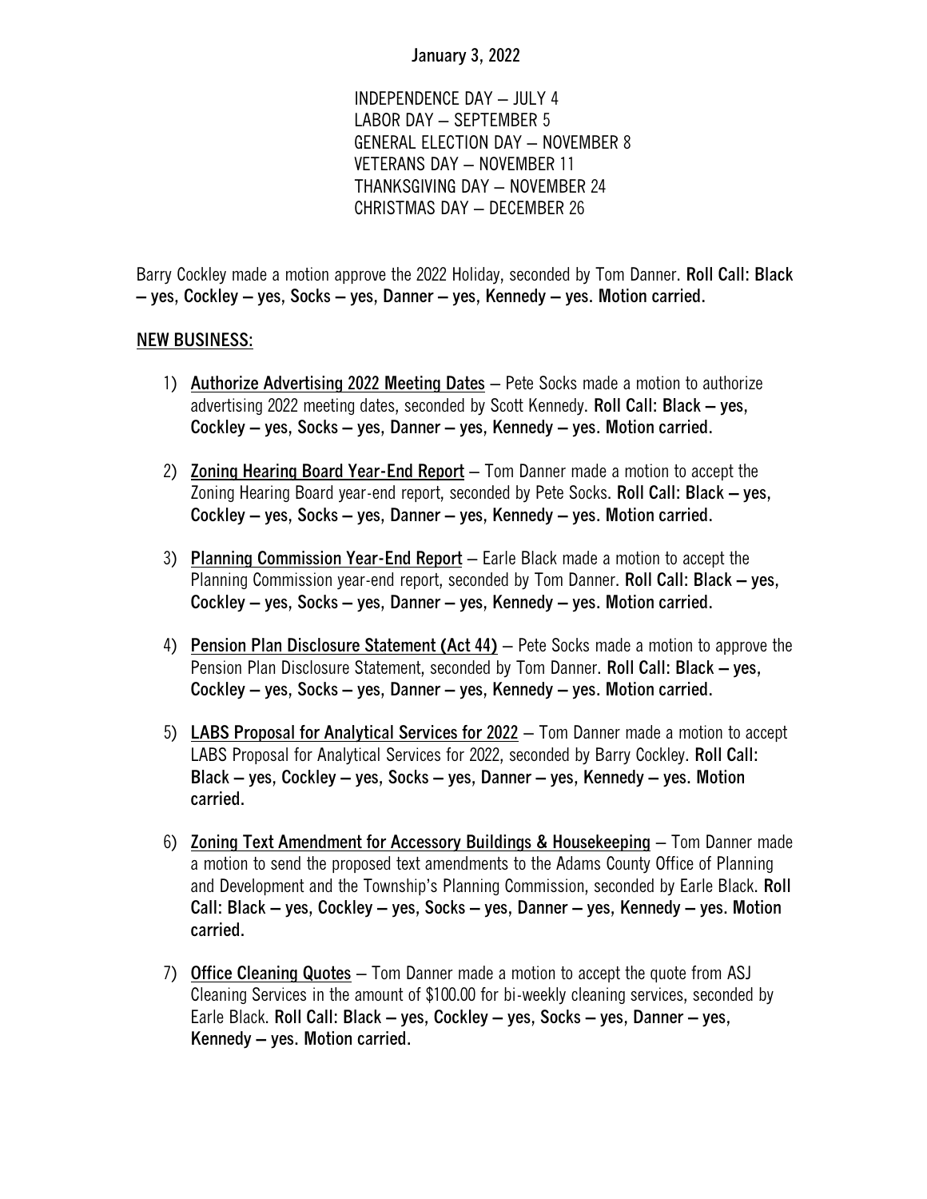INDEPENDENCE DAY – JULY 4
LABOR DAY – SEPTEMBER 5
GENERAL ELECTION DAY – NOVEMBER 8
VETERANS DAY – NOVEMBER 11
THANKSGIVING DAY – NOVEMBER 24
CHRISTMAS DAY – DECEMBER 26

Barry Cockley made a motion approve the 2022 Holiday, seconded by Tom Danner. **Roll Call: Black – yes, Cockley – yes, Socks – yes, Danner – yes, Kennedy – yes. Motion carried.**

**NEW BUSINESS:**

1) **Authorize Advertising 2022 Meeting Dates** – Pete Socks made a motion to authorize advertising 2022 meeting dates, seconded by Scott Kennedy. **Roll Call: Black – yes, Cockley – yes, Socks – yes, Danner – yes, Kennedy – yes. Motion carried.**

2) **Zoning Hearing Board Year-End Report** – Tom Danner made a motion to accept the Zoning Hearing Board year-end report, seconded by Pete Socks. **Roll Call: Black – yes, Cockley – yes, Socks – yes, Danner – yes, Kennedy – yes. Motion carried.**

3) **Planning Commission Year-End Report** – Earle Black made a motion to accept the Planning Commission year-end report, seconded by Tom Danner. **Roll Call: Black – yes, Cockley – yes, Socks – yes, Danner – yes, Kennedy – yes. Motion carried.**

4) **Pension Plan Disclosure Statement (Act 44)** – Pete Socks made a motion to approve the Pension Plan Disclosure Statement, seconded by Tom Danner. **Roll Call: Black – yes, Cockley – yes, Socks – yes, Danner – yes, Kennedy – yes. Motion carried.**

5) **LABS Proposal for Analytical Services for 2022** – Tom Danner made a motion to accept LABS Proposal for Analytical Services for 2022, seconded by Barry Cockley. **Roll Call: Black – yes, Cockley – yes, Socks – yes, Danner – yes, Kennedy – yes. Motion carried.**

6) **Zoning Text Amendment for Accessory Buildings & Housekeeping** – Tom Danner made a motion to send the proposed text amendments to the Adams County Office of Planning and Development and the Township's Planning Commission, seconded by Earle Black. **Roll Call: Black – yes, Cockley – yes, Socks – yes, Danner – yes, Kennedy – yes. Motion carried.**

7) **Office Cleaning Quotes** – Tom Danner made a motion to accept the quote from ASJ Cleaning Services in the amount of $100.00 for bi-weekly cleaning services, seconded by Earle Black. **Roll Call: Black – yes, Cockley – yes, Socks – yes, Danner – yes, Kennedy – yes. Motion carried.**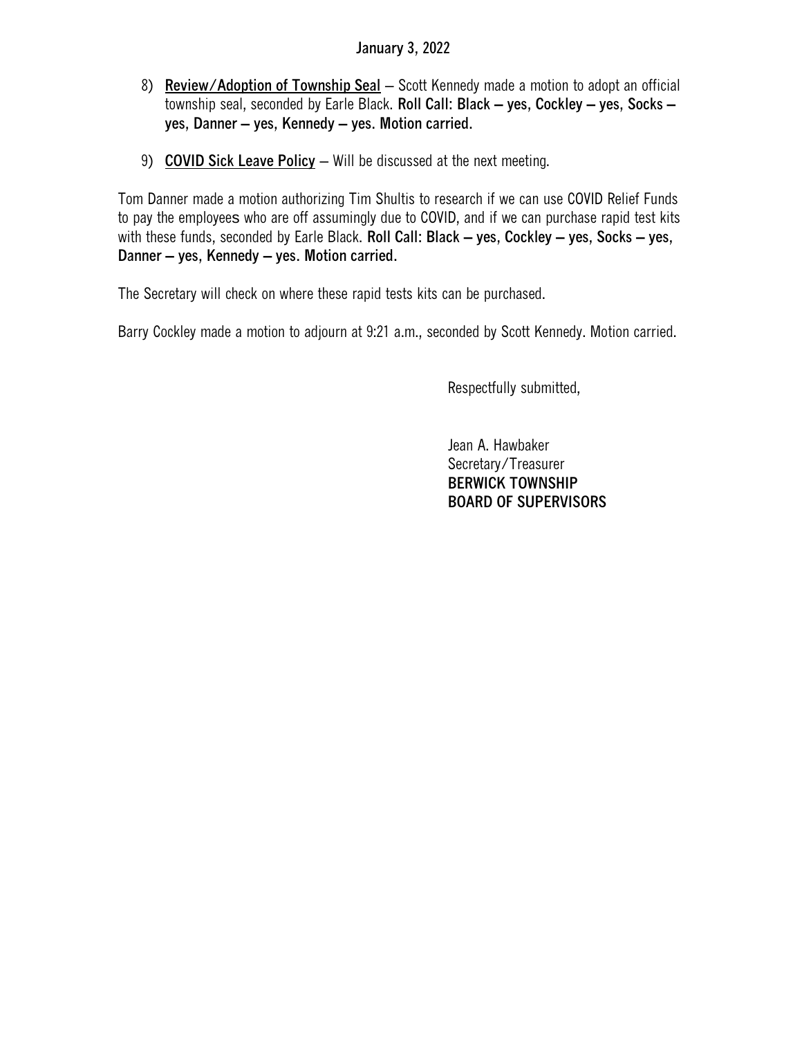8) **Review/Adoption of Township Seal** – Scott Kennedy made a motion to adopt an official township seal, seconded by Earle Black. **Roll Call: Black – yes, Cockley – yes, Socks – yes, Danner – yes, Kennedy – yes. Motion carried.**

9) **COVID Sick Leave Policy** – Will be discussed at the next meeting.

Tom Danner made a motion authorizing Tim Shultis to research if we can use COVID Relief Funds to pay the employees who are off assumingly due to COVID, and if we can purchase rapid test kits with these funds, seconded by Earle Black. **Roll Call: Black – yes, Cockley – yes, Socks – yes, Danner – yes, Kennedy – yes. Motion carried.**

The Secretary will check on where these rapid tests kits can be purchased.

Barry Cockley made a motion to adjourn at 9:21 a.m., seconded by Scott Kennedy. Motion carried.

Respectfully submitted,

Jean A. Hawbaker
Secretary/Treasurer
**BERWICK TOWNSHIP**
**BOARD OF SUPERVISORS**